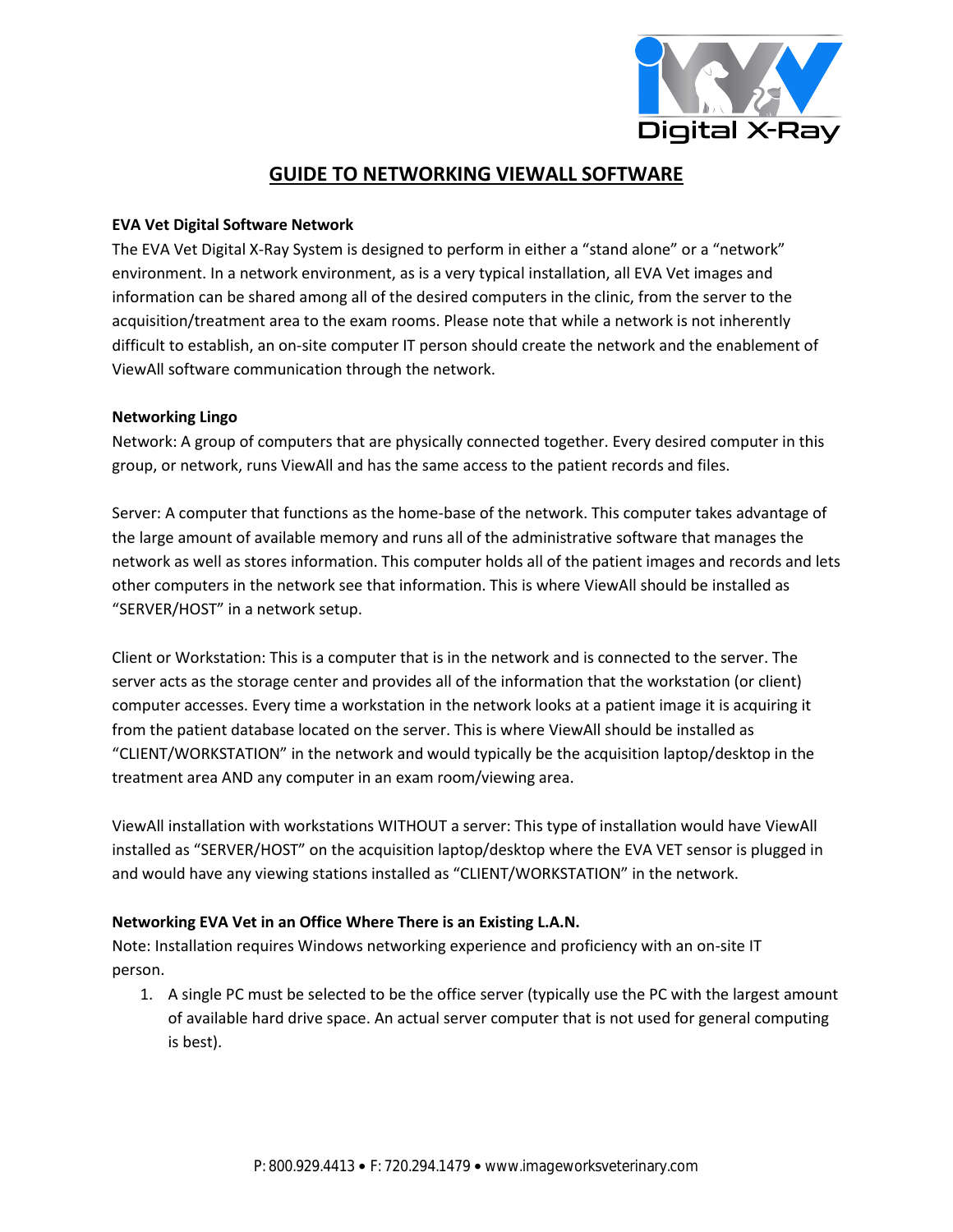# GUIDE TO NETWORKING VIEWALL SOFTWARE

**EVA Vet Digital Software Network**

The EVA Vet Digital X-Ray System is designed to perform in either a "stand alone" or a "network" environment. In a network environment, as is a very typical installation, all EVA Vet images and information can be shared among all of the desired computers in the clinic, from the server to the acquisition/treatment area to the exam rooms. Please note that while a network is not inherently difficult to establish, an on-site computer IT person should create the network and the enablement of ViewAll software communication through the network.

**Networking Lingo**

Network: A group of computers that are physically connected together. Every desired computer in this group, or network, runs ViewAll and has the same access to the patient records and files.

Server: A computer that functions as the home-base of the network. This computer takes advantage of the large amount of available memory and runs all of the administrative software that manages the network as well as stores information. This computer holds all of the patient images and records and lets other computers in the network see that information. This is where ViewAll should be installed as "SERVER/HOST" in a network setup.

Client or Workstation: This is a computer that is in the network and is connected to the server. The server acts as the storage center and provides all of the information that the workstation (or client) computer accesses. Every time a workstation in the network looks at a patient image it is acquiring it from the patient database located on the server. This is where ViewAll should be installed as "CLIENT/WORKSTATION" in the network and would typically be the acquisition laptop/desktop in the treatment area AND any computer in an exam room/viewing area.

ViewAll installation with workstations WITHOUT a server: This type of installation would have ViewAll installed as "SERVER/HOST" on the acquisition laptop/desktop where the EVA VET sensor is plugged in and would have any viewing stations installed as "CLIENT/WORKSTATION" in the network.

**Networking EVA Vet in an Office Where There is an Existing L.A.N.**

Note: Installation requires Windows networking experience and proficiency with an on-site IT person.

1. A single PC must be selected to be the office server (typically use the PC with the largest amount of available hard drive space. An actual server computer that is not used for general computing is best).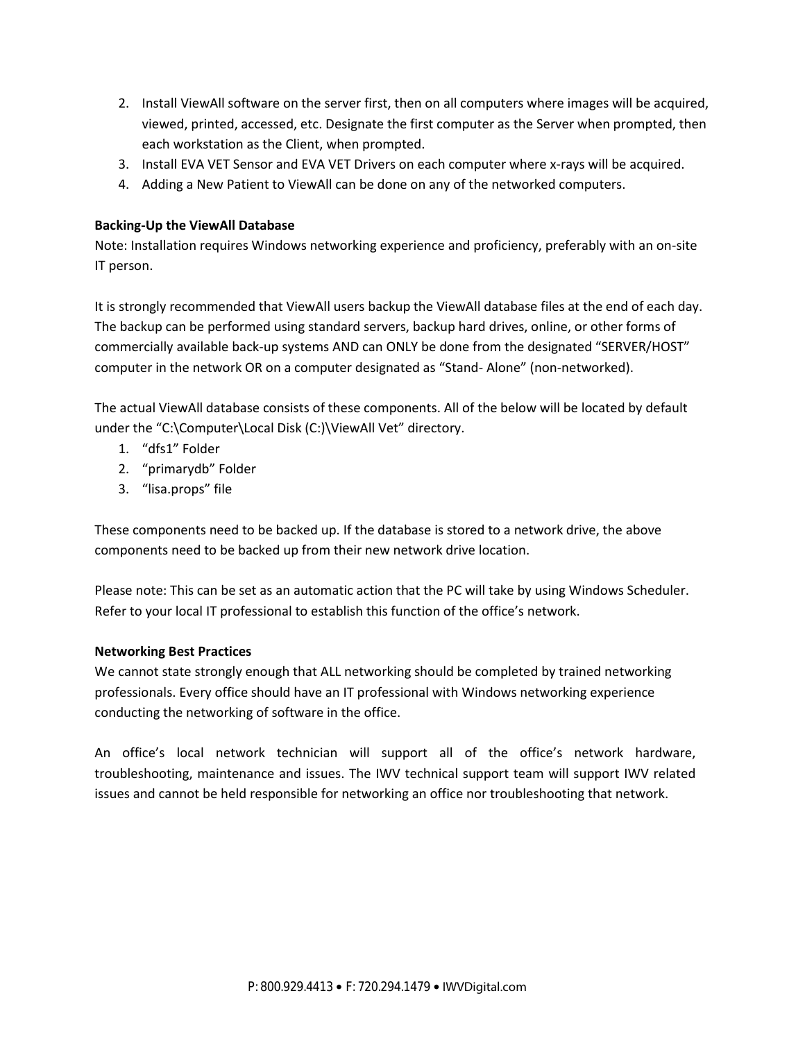2. Install ViewAll software on the server first, then on all computers where images will be acquired, viewed, printed, accessed, etc. Designate the first computer as the Server when prompted, then each workstation as the Client, when prompted.
3. Install EVA VET Sensor and EVA VET Drivers on each computer where x-rays will be acquired.
4. Adding a New Patient to ViewAll can be done on any of the networked computers.

**Backing-Up the ViewAll Database**

Note: Installation requires Windows networking experience and proficiency, preferably with an on-site IT person.

It is strongly recommended that ViewAll users backup the ViewAll database files at the end of each day. The backup can be performed using standard servers, backup hard drives, online, or other forms of commercially available back-up systems AND can ONLY be done from the designated "SERVER/HOST" computer in the network OR on a computer designated as "Stand- Alone" (non-networked).

The actual ViewAll database consists of these components. All of the below will be located by default under the "C:\Computer\Local Disk (C:)\ViewAll Vet" directory.

1. "dfs1" Folder
2. "primarydb" Folder
3. "lisa.props" file

These components need to be backed up. If the database is stored to a network drive, the above components need to be backed up from their new network drive location.

Please note: This can be set as an automatic action that the PC will take by using Windows Scheduler. Refer to your local IT professional to establish this function of the office's network.

**Networking Best Practices**

We cannot state strongly enough that ALL networking should be completed by trained networking professionals. Every office should have an IT professional with Windows networking experience conducting the networking of software in the office.

An office's local network technician will support all of the office's network hardware, troubleshooting, maintenance and issues. The IWV technical support team will support IWV related issues and cannot be held responsible for networking an office nor troubleshooting that network.